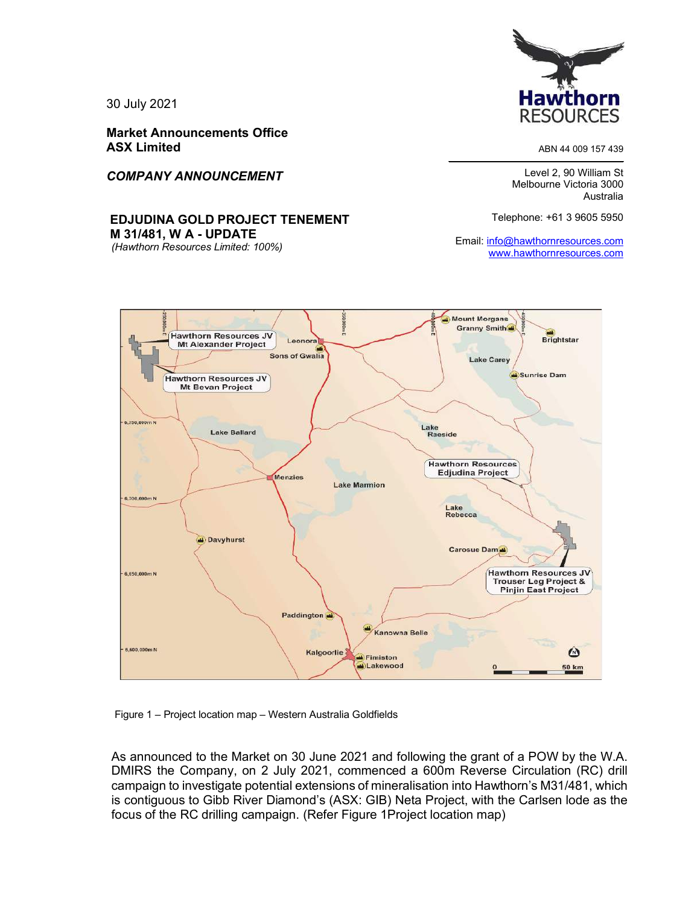30 July 2021

**Market Announcements Office**
**ASX Limited**

Hawthorn RESOURCES

ABN 44 009 157 439

***COMPANY ANNOUNCEMENT***

Level 2, 90 William St
Melbourne Victoria 3000
Australia

Telephone: +61 3 9605 5950

Email: info@hawthornresources.com
www.hawthornresources.com

## EDJUDINA GOLD PROJECT TENEMENT M 31/481, W A - UPDATE

*(Hawthorn Resources Limited: 100%)*

Hawthorn Resources JV
Mt Alexander Project
Leonora
Sons of Gwalia
Mount Morgans
Granny Smith
Brightstar
Lake Carey
Sunrise Dam
Hawthorn Resources JV
Mt Bevan Project
Lake Ballard
Lake Raeside
Hawthorn Resources
Edjudina Project
Menzies
Lake Marmion
Lake Rebecca
Davyhurst
Carosue Dam
Hawthorn Resources JV
Trouser Leg Project &
Pinjin East Project
Paddington
Kanowna Belle
Kalgoorlie
Fimiston
Lakewood
0
50 km

Figure 1 – Project location map – Western Australia Goldfields

As announced to the Market on 30 June 2021 and following the grant of a POW by the W.A. DMIRS the Company, on 2 July 2021, commenced a 600m Reverse Circulation (RC) drill campaign to investigate potential extensions of mineralisation into Hawthorn's M31/481, which is contiguous to Gibb River Diamond's (ASX: GIB) Neta Project, with the Carlsen lode as the focus of the RC drilling campaign. (Refer Figure 1Project location map)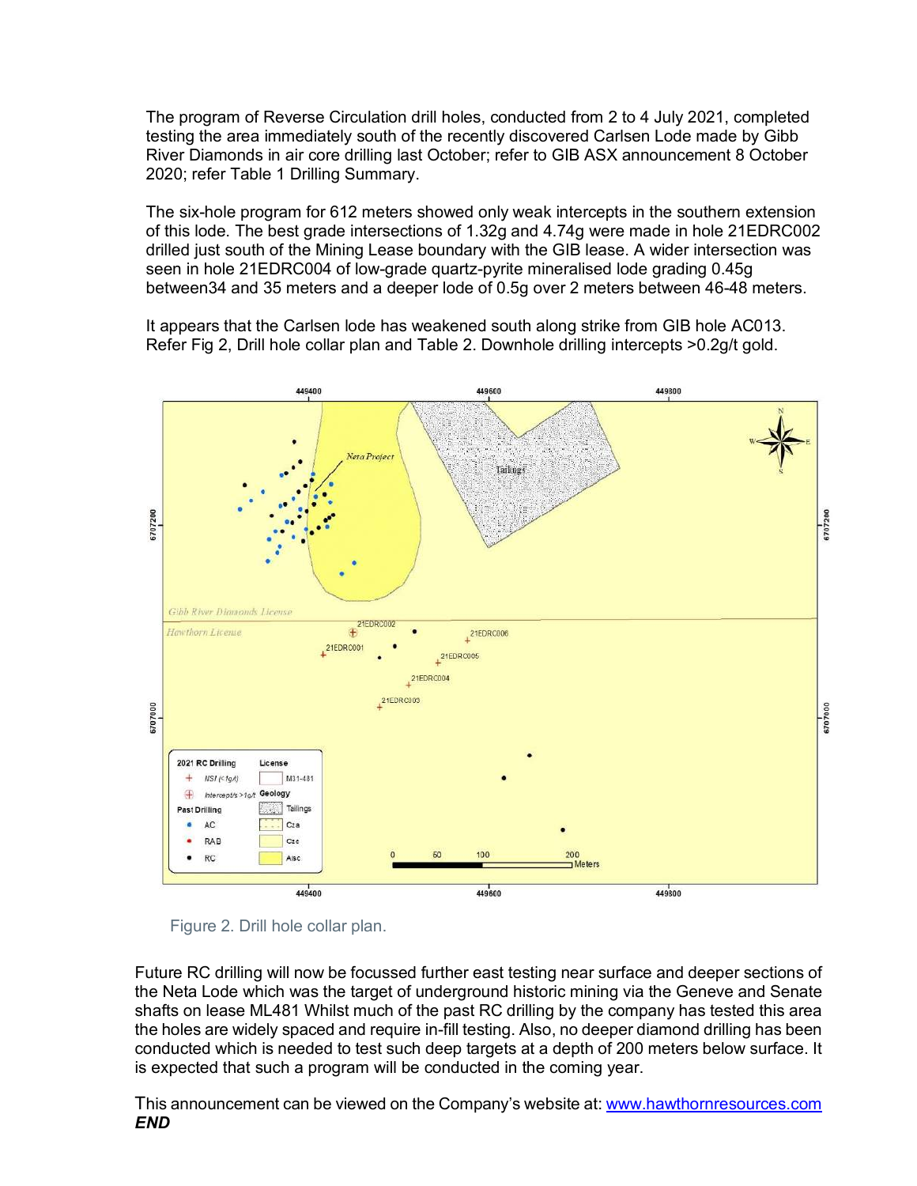The program of Reverse Circulation drill holes, conducted from 2 to 4 July 2021, completed testing the area immediately south of the recently discovered Carlsen Lode made by Gibb River Diamonds in air core drilling last October; refer to GIB ASX announcement 8 October 2020; refer Table 1 Drilling Summary.

The six-hole program for 612 meters showed only weak intercepts in the southern extension of this lode. The best grade intersections of 1.32g and 4.74g were made in hole 21EDRC002 drilled just south of the Mining Lease boundary with the GIB lease. A wider intersection was seen in hole 21EDRC004 of low-grade quartz-pyrite mineralised lode grading 0.45g between34 and 35 meters and a deeper lode of 0.5g over 2 meters between 46-48 meters.

It appears that the Carlsen lode has weakened south along strike from GIB hole AC013. Refer Fig 2, Drill hole collar plan and Table 2. Downhole drilling intercepts >0.2g/t gold.

449400
449600
449800
6707200
6707000
Neta Project
Tailings
Gibb River Diamonds License
Hawthorn License
21EDRC002
21EDRC001
21EDRC006
21EDRC005
21EDRC004
21EDRC003
2021 RC Drilling
NSI (<1g/t)
Intercepts >1g/t
Past Drilling
AC
RAB
RC
License
M31-481
Geology
Tailings
Cza
Czc
Alsc
0 50 100 200 Meters

Figure 2. Drill hole collar plan.

Future RC drilling will now be focussed further east testing near surface and deeper sections of the Neta Lode which was the target of underground historic mining via the Geneve and Senate shafts on lease ML481 Whilst much of the past RC drilling by the company has tested this area the holes are widely spaced and require in-fill testing. Also, no deeper diamond drilling has been conducted which is needed to test such deep targets at a depth of 200 meters below surface. It is expected that such a program will be conducted in the coming year.

This announcement can be viewed on the Company's website at: www.hawthornresources.com

***END***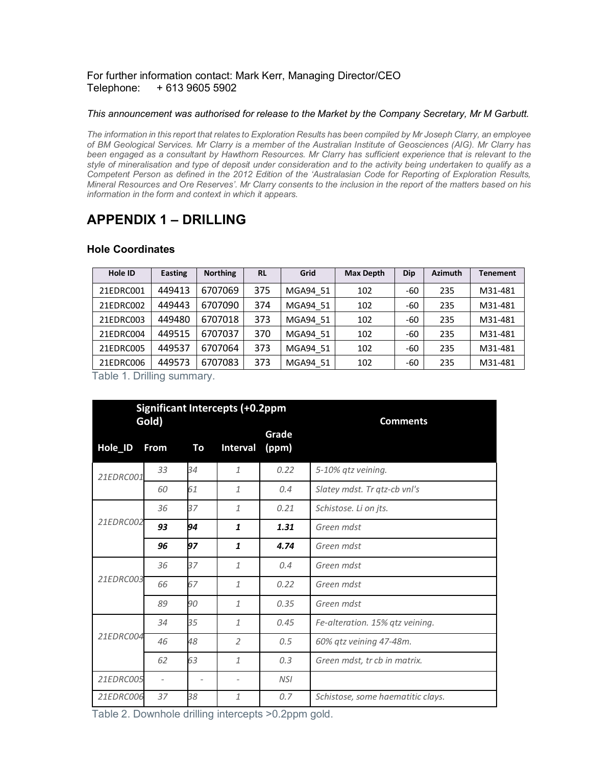For further information contact: Mark Kerr, Managing Director/CEO
Telephone: + 613 9605 5902

*This announcement was authorised for release to the Market by the Company Secretary, Mr M Garbutt.*

*The information in this report that relates to Exploration Results has been compiled by Mr Joseph Clarry, an employee of BM Geological Services. Mr Clarry is a member of the Australian Institute of Geosciences (AIG). Mr Clarry has been engaged as a consultant by Hawthorn Resources. Mr Clarry has sufficient experience that is relevant to the style of mineralisation and type of deposit under consideration and to the activity being undertaken to qualify as a Competent Person as defined in the 2012 Edition of the 'Australasian Code for Reporting of Exploration Results, Mineral Resources and Ore Reserves'. Mr Clarry consents to the inclusion in the report of the matters based on his information in the form and context in which it appears.*

## APPENDIX 1 – DRILLING

### Hole Coordinates

| Hole ID | Easting | Northing | RL | Grid | Max Depth | Dip | Azimuth | Tenement |
|---|---|---|---|---|---|---|---|---|
| 21EDRC001 | 449413 | 6707069 | 375 | MGA94_51 | 102 | -60 | 235 | M31-481 |
| 21EDRC002 | 449443 | 6707090 | 374 | MGA94_51 | 102 | -60 | 235 | M31-481 |
| 21EDRC003 | 449480 | 6707018 | 373 | MGA94_51 | 102 | -60 | 235 | M31-481 |
| 21EDRC004 | 449515 | 6707037 | 370 | MGA94_51 | 102 | -60 | 235 | M31-481 |
| 21EDRC005 | 449537 | 6707064 | 373 | MGA94_51 | 102 | -60 | 235 | M31-481 |
| 21EDRC006 | 449573 | 6707083 | 373 | MGA94_51 | 102 | -60 | 235 | M31-481 |

Table 1. Drilling summary.

| Significant Intercepts (+0.2ppm Gold) | | | | | Comments |
|---|---|---|---|---|---|
| Hole_ID | From | To | Interval | Grade (ppm) | |
| *21EDRC001* | *33* | *34* | *1* | *0.22* | *5-10% qtz veining.* |
| | *60* | *61* | *1* | *0.4* | *Slatey mdst. Tr qtz-cb vnl's* |
| *21EDRC002* | *36* | *37* | *1* | *0.21* | *Schistose. Li on jts.* |
| | ***93*** | ***94*** | ***1*** | ***1.31*** | *Green mdst* |
| | ***96*** | ***97*** | ***1*** | ***4.74*** | *Green mdst* |
| *21EDRC003* | *36* | *37* | *1* | *0.4* | *Green mdst* |
| | *66* | *67* | *1* | *0.22* | *Green mdst* |
| | *89* | *90* | *1* | *0.35* | *Green mdst* |
| *21EDRC004* | *34* | *35* | *1* | *0.45* | *Fe-alteration. 15% qtz veining.* |
| | *46* | *48* | *2* | *0.5* | *60% qtz veining 47-48m.* |
| | *62* | *63* | *1* | *0.3* | *Green mdst, tr cb in matrix.* |
| *21EDRC005* | - | - | - | *NSI* | |
| *21EDRC006* | *37* | *38* | *1* | *0.7* | *Schistose, some haematitic clays.* |

Table 2. Downhole drilling intercepts >0.2ppm gold.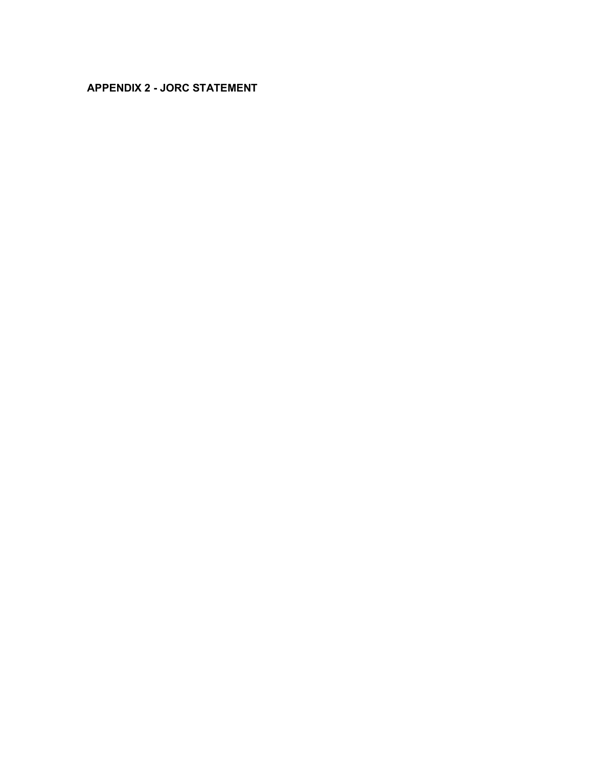## APPENDIX 2 - JORC STATEMENT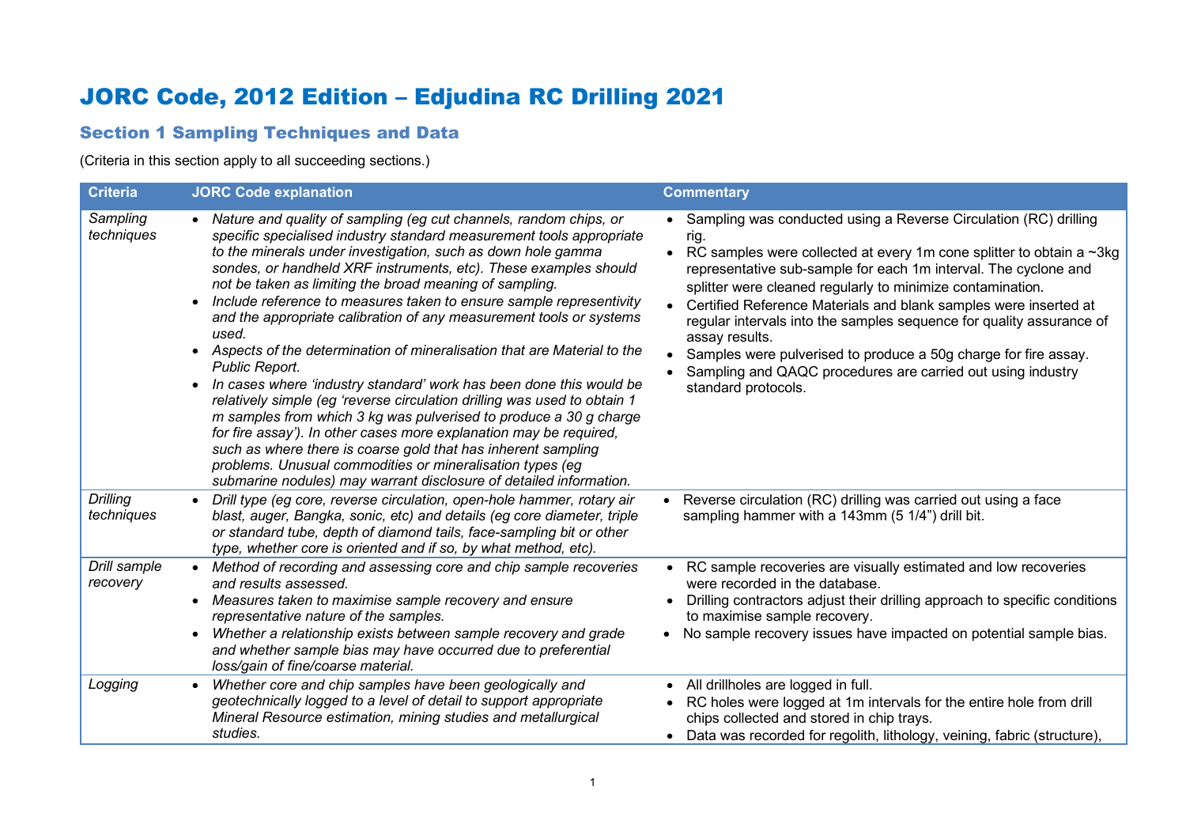# JORC Code, 2012 Edition – Edjudina RC Drilling 2021

## Section 1 Sampling Techniques and Data

(Criteria in this section apply to all succeeding sections.)

| Criteria | JORC Code explanation | Commentary |
|---|---|---|
| *Sampling techniques* | • *Nature and quality of sampling (eg cut channels, random chips, or specific specialised industry standard measurement tools appropriate to the minerals under investigation, such as down hole gamma sondes, or handheld XRF instruments, etc). These examples should not be taken as limiting the broad meaning of sampling.*<br>• *Include reference to measures taken to ensure sample representivity and the appropriate calibration of any measurement tools or systems used.*<br>• *Aspects of the determination of mineralisation that are Material to the Public Report.*<br>• *In cases where 'industry standard' work has been done this would be relatively simple (eg 'reverse circulation drilling was used to obtain 1 m samples from which 3 kg was pulverised to produce a 30 g charge for fire assay'). In other cases more explanation may be required, such as where there is coarse gold that has inherent sampling problems. Unusual commodities or mineralisation types (eg submarine nodules) may warrant disclosure of detailed information.* | • Sampling was conducted using a Reverse Circulation (RC) drilling rig.<br>• RC samples were collected at every 1m cone splitter to obtain a ~3kg representative sub-sample for each 1m interval. The cyclone and splitter were cleaned regularly to minimize contamination.<br>• Certified Reference Materials and blank samples were inserted at regular intervals into the samples sequence for quality assurance of assay results.<br>• Samples were pulverised to produce a 50g charge for fire assay.<br>• Sampling and QAQC procedures are carried out using industry standard protocols. |
| *Drilling techniques* | • *Drill type (eg core, reverse circulation, open-hole hammer, rotary air blast, auger, Bangka, sonic, etc) and details (eg core diameter, triple or standard tube, depth of diamond tails, face-sampling bit or other type, whether core is oriented and if so, by what method, etc).* | • Reverse circulation (RC) drilling was carried out using a face sampling hammer with a 143mm (5 1/4") drill bit. |
| *Drill sample recovery* | • *Method of recording and assessing core and chip sample recoveries and results assessed.*<br>• *Measures taken to maximise sample recovery and ensure representative nature of the samples.*<br>• *Whether a relationship exists between sample recovery and grade and whether sample bias may have occurred due to preferential loss/gain of fine/coarse material.* | • RC sample recoveries are visually estimated and low recoveries were recorded in the database.<br>• Drilling contractors adjust their drilling approach to specific conditions to maximise sample recovery.<br>• No sample recovery issues have impacted on potential sample bias. |
| *Logging* | • *Whether core and chip samples have been geologically and geotechnically logged to a level of detail to support appropriate Mineral Resource estimation, mining studies and metallurgical studies.* | • All drillholes are logged in full.<br>• RC holes were logged at 1m intervals for the entire hole from drill chips collected and stored in chip trays.<br>• Data was recorded for regolith, lithology, veining, fabric (structure), |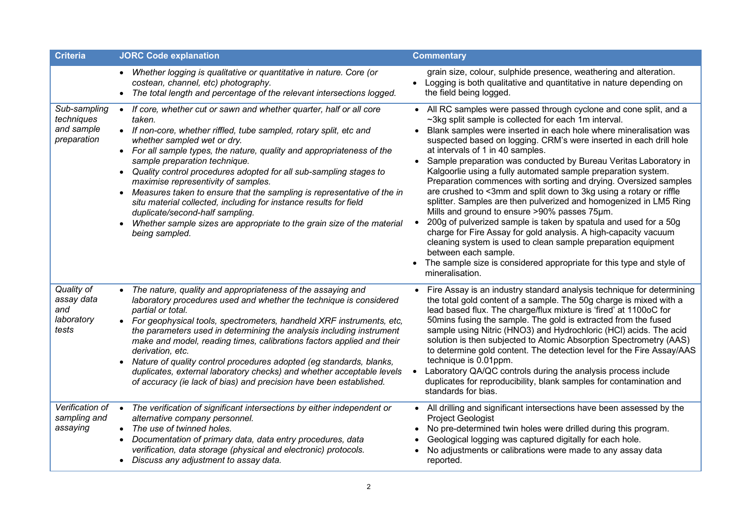| Criteria | JORC Code explanation | Commentary |
|---|---|---|
| | • *Whether logging is qualitative or quantitative in nature. Core (or costean, channel, etc) photography.*<br>• *The total length and percentage of the relevant intersections logged.* | grain size, colour, sulphide presence, weathering and alteration.<br>• Logging is both qualitative and quantitative in nature depending on the field being logged. |
| *Sub-sampling techniques and sample preparation* | • *If core, whether cut or sawn and whether quarter, half or all core taken.*<br>• *If non-core, whether riffled, tube sampled, rotary split, etc and whether sampled wet or dry.*<br>• *For all sample types, the nature, quality and appropriateness of the sample preparation technique.*<br>• *Quality control procedures adopted for all sub-sampling stages to maximise representivity of samples.*<br>• *Measures taken to ensure that the sampling is representative of the in situ material collected, including for instance results for field duplicate/second-half sampling.*<br>• *Whether sample sizes are appropriate to the grain size of the material being sampled.* | • All RC samples were passed through cyclone and cone split, and a ~3kg split sample is collected for each 1m interval.<br>• Blank samples were inserted in each hole where mineralisation was suspected based on logging. CRM's were inserted in each drill hole at intervals of 1 in 40 samples.<br>• Sample preparation was conducted by Bureau Veritas Laboratory in Kalgoorlie using a fully automated sample preparation system. Preparation commences with sorting and drying. Oversized samples are crushed to <3mm and split down to 3kg using a rotary or riffle splitter. Samples are then pulverized and homogenized in LM5 Ring Mills and ground to ensure >90% passes 75µm.<br>• 200g of pulverized sample is taken by spatula and used for a 50g charge for Fire Assay for gold analysis. A high-capacity vacuum cleaning system is used to clean sample preparation equipment between each sample.<br>• The sample size is considered appropriate for this type and style of mineralisation. |
| *Quality of assay data and laboratory tests* | • *The nature, quality and appropriateness of the assaying and laboratory procedures used and whether the technique is considered partial or total.*<br>• *For geophysical tools, spectrometers, handheld XRF instruments, etc, the parameters used in determining the analysis including instrument make and model, reading times, calibrations factors applied and their derivation, etc.*<br>• *Nature of quality control procedures adopted (eg standards, blanks, duplicates, external laboratory checks) and whether acceptable levels of accuracy (ie lack of bias) and precision have been established.* | • Fire Assay is an industry standard analysis technique for determining the total gold content of a sample. The 50g charge is mixed with a lead based flux. The charge/flux mixture is 'fired' at 1100oC for 50mins fusing the sample. The gold is extracted from the fused sample using Nitric ($HNO_3$) and Hydrochloric (HCl) acids. The acid solution is then subjected to Atomic Absorption Spectrometry (AAS) to determine gold content. The detection level for the Fire Assay/AAS technique is 0.01ppm.<br>• Laboratory QA/QC controls during the analysis process include duplicates for reproducibility, blank samples for contamination and standards for bias. |
| *Verification of sampling and assaying* | • *The verification of significant intersections by either independent or alternative company personnel.*<br>• *The use of twinned holes.*<br>• *Documentation of primary data, data entry procedures, data verification, data storage (physical and electronic) protocols.*<br>• *Discuss any adjustment to assay data.* | • All drilling and significant intersections have been assessed by the Project Geologist<br>• No pre-determined twin holes were drilled during this program.<br>• Geological logging was captured digitally for each hole.<br>• No adjustments or calibrations were made to any assay data reported. |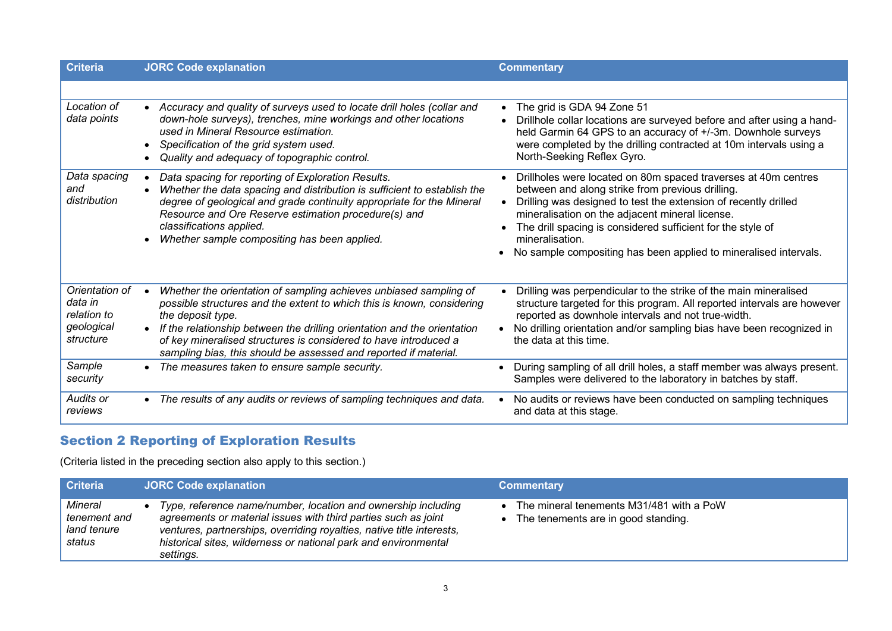| Criteria | JORC Code explanation | Commentary |
|---|---|---|
| | | |
| *Location of data points* | • *Accuracy and quality of surveys used to locate drill holes (collar and down-hole surveys), trenches, mine workings and other locations used in Mineral Resource estimation.*<br>• *Specification of the grid system used.*<br>• *Quality and adequacy of topographic control.* | • The grid is GDA 94 Zone 51<br>• Drillhole collar locations are surveyed before and after using a hand-held Garmin 64 GPS to an accuracy of +/-3m. Downhole surveys were completed by the drilling contracted at 10m intervals using a North-Seeking Reflex Gyro. |
| *Data spacing and distribution* | • *Data spacing for reporting of Exploration Results.*<br>• *Whether the data spacing and distribution is sufficient to establish the degree of geological and grade continuity appropriate for the Mineral Resource and Ore Reserve estimation procedure(s) and classifications applied.*<br>• *Whether sample compositing has been applied.* | • Drillholes were located on 80m spaced traverses at 40m centres between and along strike from previous drilling.<br>• Drilling was designed to test the extension of recently drilled mineralisation on the adjacent mineral license.<br>• The drill spacing is considered sufficient for the style of mineralisation.<br>• No sample compositing has been applied to mineralised intervals. |
| *Orientation of data in relation to geological structure* | • *Whether the orientation of sampling achieves unbiased sampling of possible structures and the extent to which this is known, considering the deposit type.*<br>• *If the relationship between the drilling orientation and the orientation of key mineralised structures is considered to have introduced a sampling bias, this should be assessed and reported if material.* | • Drilling was perpendicular to the strike of the main mineralised structure targeted for this program. All reported intervals are however reported as downhole intervals and not true-width.<br>• No drilling orientation and/or sampling bias have been recognized in the data at this time. |
| *Sample security* | • *The measures taken to ensure sample security.* | • During sampling of all drill holes, a staff member was always present. Samples were delivered to the laboratory in batches by staff. |
| *Audits or reviews* | • *The results of any audits or reviews of sampling techniques and data.* | • No audits or reviews have been conducted on sampling techniques and data at this stage. |

## Section 2 Reporting of Exploration Results

(Criteria listed in the preceding section also apply to this section.)

| Criteria | JORC Code explanation | Commentary |
|---|---|---|
| *Mineral tenement and land tenure status* | • *Type, reference name/number, location and ownership including agreements or material issues with third parties such as joint ventures, partnerships, overriding royalties, native title interests, historical sites, wilderness or national park and environmental settings.* | • The mineral tenements M31/481 with a PoW<br>• The tenements are in good standing. |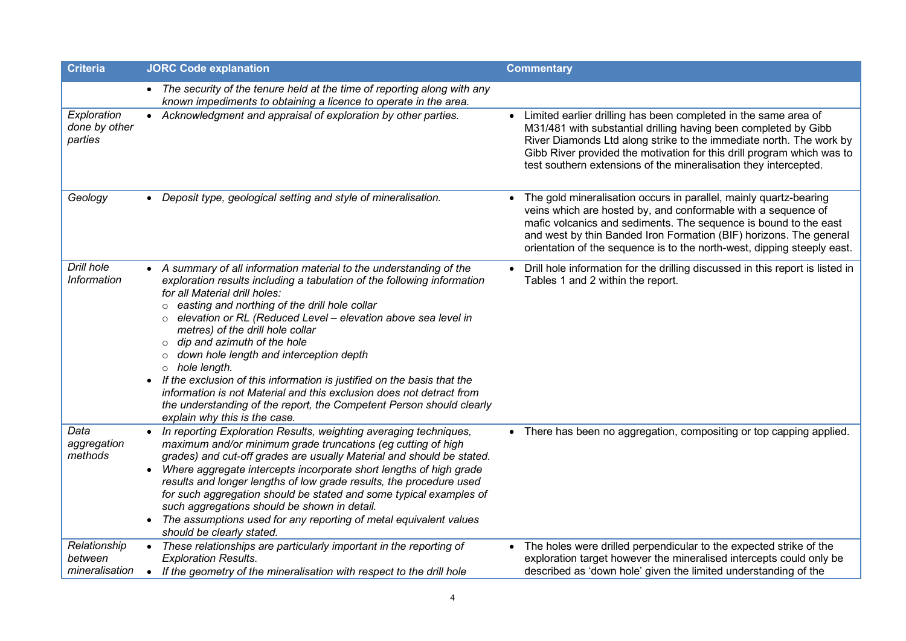| Criteria | JORC Code explanation | Commentary |
|---|---|---|
| | • *The security of the tenure held at the time of reporting along with any known impediments to obtaining a licence to operate in the area.* | |
| *Exploration done by other parties* | • *Acknowledgment and appraisal of exploration by other parties.* | • Limited earlier drilling has been completed in the same area of M31/481 with substantial drilling having been completed by Gibb River Diamonds Ltd along strike to the immediate north. The work by Gibb River provided the motivation for this drill program which was to test southern extensions of the mineralisation they intercepted. |
| *Geology* | • *Deposit type, geological setting and style of mineralisation.* | • The gold mineralisation occurs in parallel, mainly quartz-bearing veins which are hosted by, and conformable with a sequence of mafic volcanics and sediments. The sequence is bound to the east and west by thin Banded Iron Formation (BIF) horizons. The general orientation of the sequence is to the north-west, dipping steeply east. |
| *Drill hole Information* | • *A summary of all information material to the understanding of the exploration results including a tabulation of the following information for all Material drill holes:*<br>○ *easting and northing of the drill hole collar*<br>○ *elevation or RL (Reduced Level – elevation above sea level in metres) of the drill hole collar*<br>○ *dip and azimuth of the hole*<br>○ *down hole length and interception depth*<br>○ *hole length.*<br>• *If the exclusion of this information is justified on the basis that the information is not Material and this exclusion does not detract from the understanding of the report, the Competent Person should clearly explain why this is the case.* | • Drill hole information for the drilling discussed in this report is listed in Tables 1 and 2 within the report. |
| *Data aggregation methods* | • *In reporting Exploration Results, weighting averaging techniques, maximum and/or minimum grade truncations (eg cutting of high grades) and cut-off grades are usually Material and should be stated.*<br>• *Where aggregate intercepts incorporate short lengths of high grade results and longer lengths of low grade results, the procedure used for such aggregation should be stated and some typical examples of such aggregations should be shown in detail.*<br>• *The assumptions used for any reporting of metal equivalent values should be clearly stated.* | • There has been no aggregation, compositing or top capping applied. |
| *Relationship between mineralisation* | • *These relationships are particularly important in the reporting of Exploration Results.*<br>• *If the geometry of the mineralisation with respect to the drill hole* | • The holes were drilled perpendicular to the expected strike of the exploration target however the mineralised intercepts could only be described as 'down hole' given the limited understanding of the |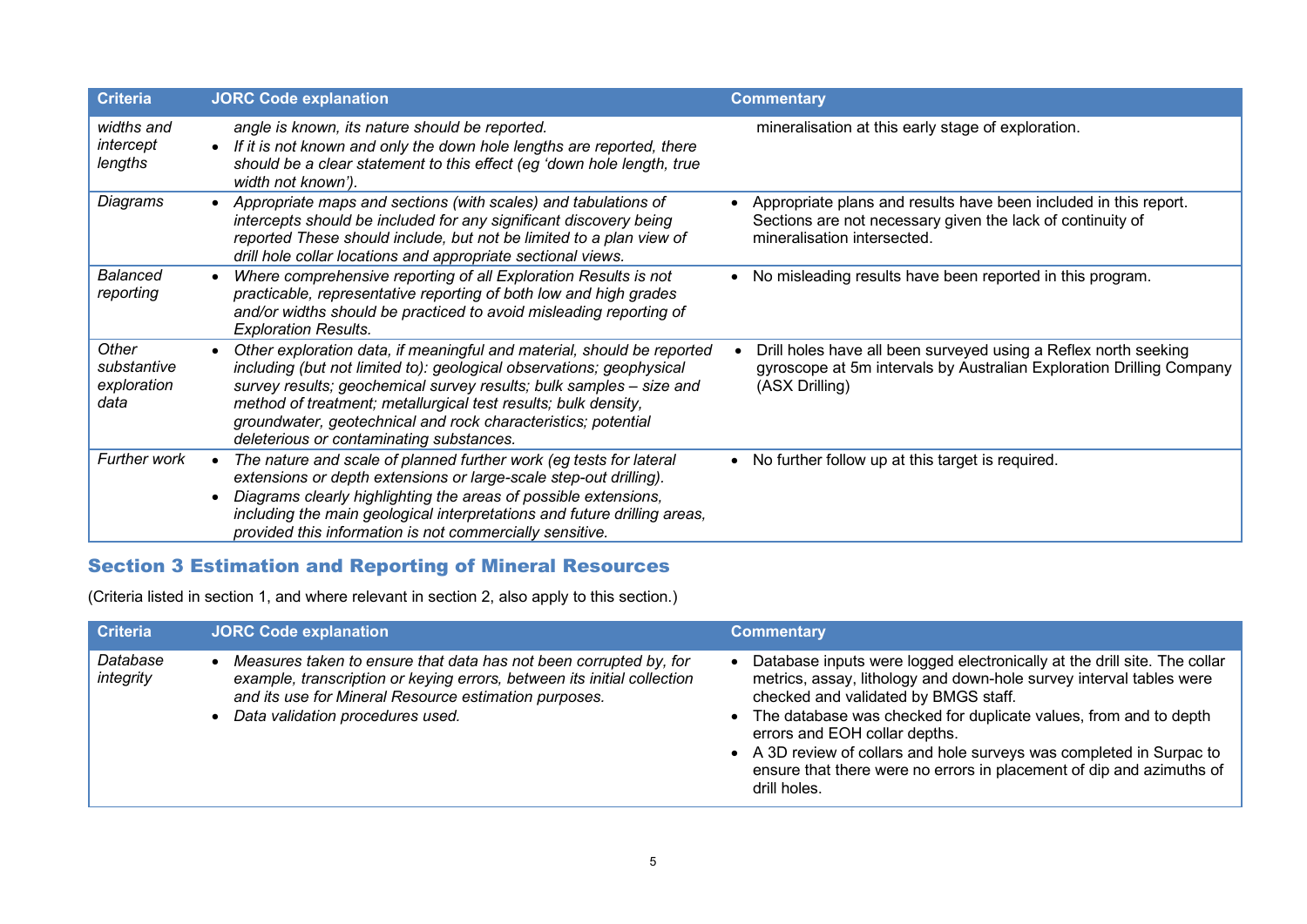| Criteria | JORC Code explanation | Commentary |
|---|---|---|
| *widths and intercept lengths* | *angle is known, its nature should be reported.*<br>• *If it is not known and only the down hole lengths are reported, there should be a clear statement to this effect (eg 'down hole length, true width not known').* | mineralisation at this early stage of exploration. |
| *Diagrams* | • *Appropriate maps and sections (with scales) and tabulations of intercepts should be included for any significant discovery being reported These should include, but not be limited to a plan view of drill hole collar locations and appropriate sectional views.* | • Appropriate plans and results have been included in this report. Sections are not necessary given the lack of continuity of mineralisation intersected. |
| *Balanced reporting* | • *Where comprehensive reporting of all Exploration Results is not practicable, representative reporting of both low and high grades and/or widths should be practiced to avoid misleading reporting of Exploration Results.* | • No misleading results have been reported in this program. |
| *Other substantive exploration data* | • *Other exploration data, if meaningful and material, should be reported including (but not limited to): geological observations; geophysical survey results; geochemical survey results; bulk samples – size and method of treatment; metallurgical test results; bulk density, groundwater, geotechnical and rock characteristics; potential deleterious or contaminating substances.* | • Drill holes have all been surveyed using a Reflex north seeking gyroscope at 5m intervals by Australian Exploration Drilling Company (ASX Drilling) |
| *Further work* | • *The nature and scale of planned further work (eg tests for lateral extensions or depth extensions or large-scale step-out drilling).*<br>• *Diagrams clearly highlighting the areas of possible extensions, including the main geological interpretations and future drilling areas, provided this information is not commercially sensitive.* | • No further follow up at this target is required. |

## Section 3 Estimation and Reporting of Mineral Resources

(Criteria listed in section 1, and where relevant in section 2, also apply to this section.)

| Criteria | JORC Code explanation | Commentary |
|---|---|---|
| *Database integrity* | • *Measures taken to ensure that data has not been corrupted by, for example, transcription or keying errors, between its initial collection and its use for Mineral Resource estimation purposes.*<br>• *Data validation procedures used.* | • Database inputs were logged electronically at the drill site. The collar metrics, assay, lithology and down-hole survey interval tables were checked and validated by BMGS staff.<br>• The database was checked for duplicate values, from and to depth errors and EOH collar depths.<br>• A 3D review of collars and hole surveys was completed in Surpac to ensure that there were no errors in placement of dip and azimuths of drill holes. |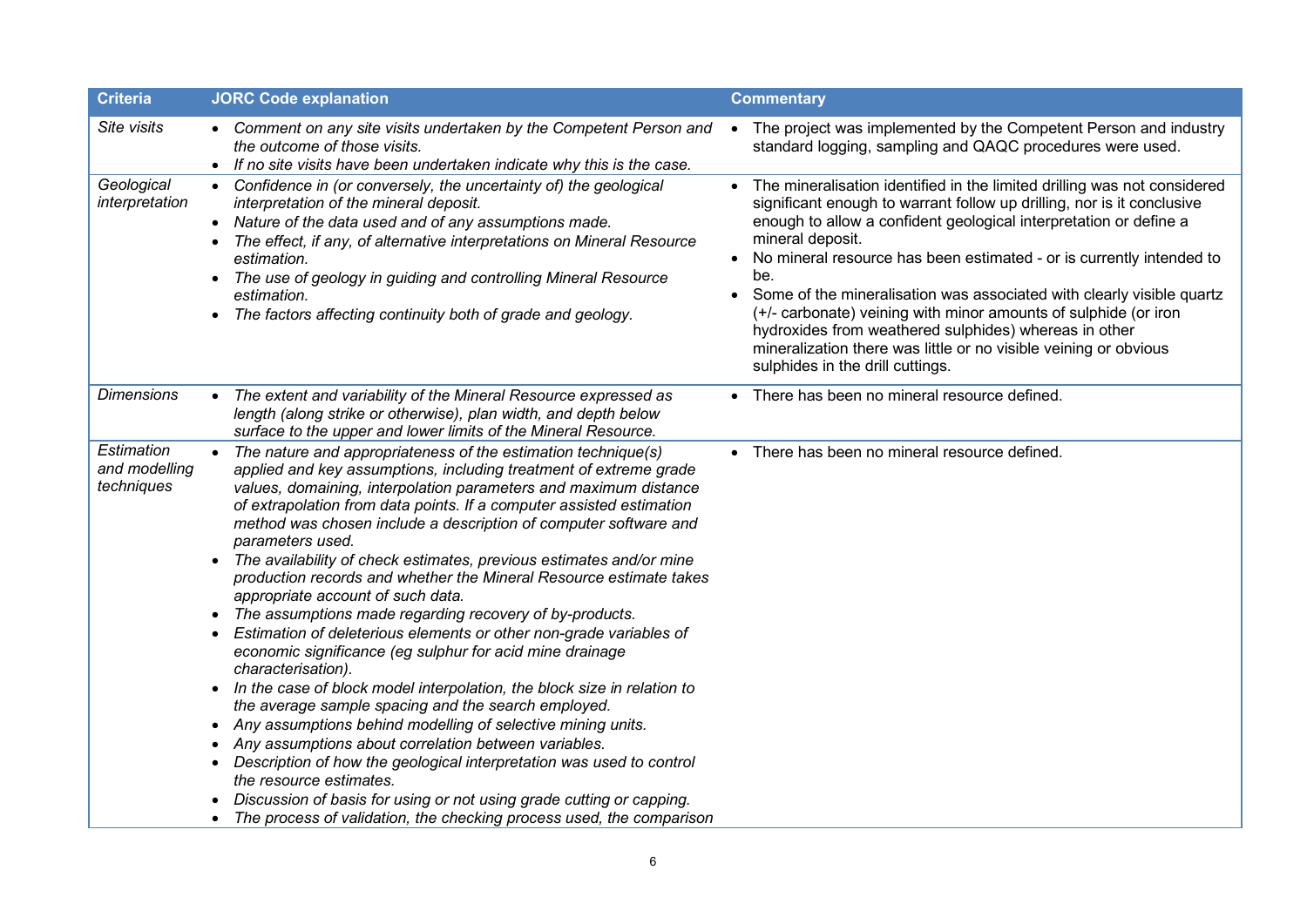| Criteria | JORC Code explanation | Commentary |
|---|---|---|
| *Site visits* | • *Comment on any site visits undertaken by the Competent Person and the outcome of those visits.*<br>• *If no site visits have been undertaken indicate why this is the case.* | • The project was implemented by the Competent Person and industry standard logging, sampling and QAQC procedures were used. |
| *Geological interpretation* | • *Confidence in (or conversely, the uncertainty of) the geological interpretation of the mineral deposit.*<br>• *Nature of the data used and of any assumptions made.*<br>• *The effect, if any, of alternative interpretations on Mineral Resource estimation.*<br>• *The use of geology in guiding and controlling Mineral Resource estimation.*<br>• *The factors affecting continuity both of grade and geology.* | • The mineralisation identified in the limited drilling was not considered significant enough to warrant follow up drilling, nor is it conclusive enough to allow a confident geological interpretation or define a mineral deposit.<br>• No mineral resource has been estimated - or is currently intended to be.<br>• Some of the mineralisation was associated with clearly visible quartz (+/- carbonate) veining with minor amounts of sulphide (or iron hydroxides from weathered sulphides) whereas in other mineralization there was little or no visible veining or obvious sulphides in the drill cuttings. |
| *Dimensions* | • *The extent and variability of the Mineral Resource expressed as length (along strike or otherwise), plan width, and depth below surface to the upper and lower limits of the Mineral Resource.* | • There has been no mineral resource defined. |
| *Estimation and modelling techniques* | • *The nature and appropriateness of the estimation technique(s) applied and key assumptions, including treatment of extreme grade values, domaining, interpolation parameters and maximum distance of extrapolation from data points. If a computer assisted estimation method was chosen include a description of computer software and parameters used.*<br>• *The availability of check estimates, previous estimates and/or mine production records and whether the Mineral Resource estimate takes appropriate account of such data.*<br>• *The assumptions made regarding recovery of by-products.*<br>• *Estimation of deleterious elements or other non-grade variables of economic significance (eg sulphur for acid mine drainage characterisation).*<br>• *In the case of block model interpolation, the block size in relation to the average sample spacing and the search employed.*<br>• *Any assumptions behind modelling of selective mining units.*<br>• *Any assumptions about correlation between variables.*<br>• *Description of how the geological interpretation was used to control the resource estimates.*<br>• *Discussion of basis for using or not using grade cutting or capping.*<br>• *The process of validation, the checking process used, the comparison* | • There has been no mineral resource defined. |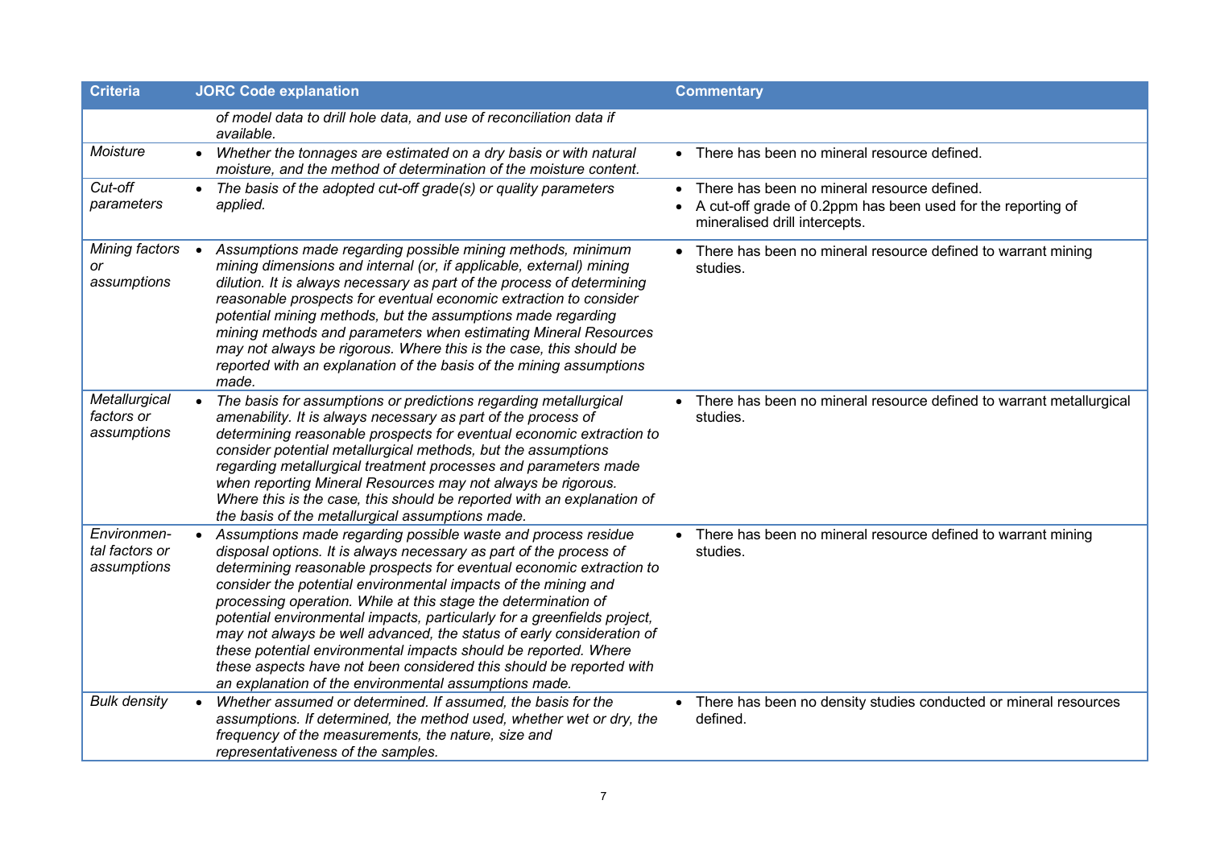| Criteria | JORC Code explanation | Commentary |
|---|---|---|
| | *of model data to drill hole data, and use of reconciliation data if available.* | |
| *Moisture* | • *Whether the tonnages are estimated on a dry basis or with natural moisture, and the method of determination of the moisture content.* | • There has been no mineral resource defined. |
| *Cut-off parameters* | • *The basis of the adopted cut-off grade(s) or quality parameters applied.* | • There has been no mineral resource defined. <br> • A cut-off grade of 0.2ppm has been used for the reporting of mineralised drill intercepts. |
| *Mining factors or assumptions* | • *Assumptions made regarding possible mining methods, minimum mining dimensions and internal (or, if applicable, external) mining dilution. It is always necessary as part of the process of determining reasonable prospects for eventual economic extraction to consider potential mining methods, but the assumptions made regarding mining methods and parameters when estimating Mineral Resources may not always be rigorous. Where this is the case, this should be reported with an explanation of the basis of the mining assumptions made.* | • There has been no mineral resource defined to warrant mining studies. |
| *Metallurgical factors or assumptions* | • *The basis for assumptions or predictions regarding metallurgical amenability. It is always necessary as part of the process of determining reasonable prospects for eventual economic extraction to consider potential metallurgical methods, but the assumptions regarding metallurgical treatment processes and parameters made when reporting Mineral Resources may not always be rigorous. Where this is the case, this should be reported with an explanation of the basis of the metallurgical assumptions made.* | • There has been no mineral resource defined to warrant metallurgical studies. |
| *Environmental factors or assumptions* | • *Assumptions made regarding possible waste and process residue disposal options. It is always necessary as part of the process of determining reasonable prospects for eventual economic extraction to consider the potential environmental impacts of the mining and processing operation. While at this stage the determination of potential environmental impacts, particularly for a greenfields project, may not always be well advanced, the status of early consideration of these potential environmental impacts should be reported. Where these aspects have not been considered this should be reported with an explanation of the environmental assumptions made.* | • There has been no mineral resource defined to warrant mining studies. |
| *Bulk density* | • *Whether assumed or determined. If assumed, the basis for the assumptions. If determined, the method used, whether wet or dry, the frequency of the measurements, the nature, size and representativeness of the samples.* | • There has been no density studies conducted or mineral resources defined. |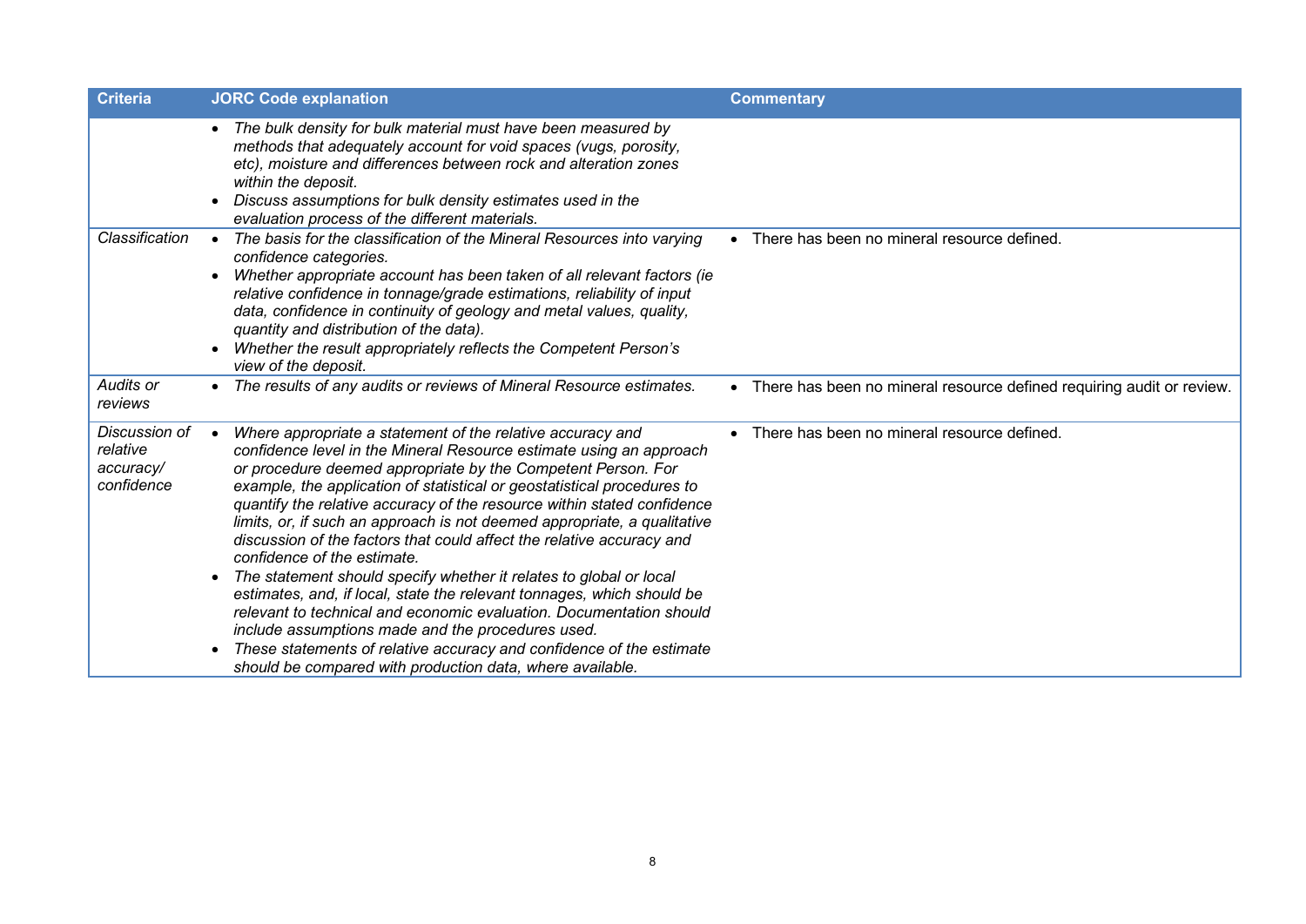| Criteria | JORC Code explanation | Commentary |
| --- | --- | --- |
| | • *The bulk density for bulk material must have been measured by methods that adequately account for void spaces (vugs, porosity, etc), moisture and differences between rock and alteration zones within the deposit.*<br>• *Discuss assumptions for bulk density estimates used in the evaluation process of the different materials.* | |
| *Classification* | • *The basis for the classification of the Mineral Resources into varying confidence categories.*<br>• *Whether appropriate account has been taken of all relevant factors (ie relative confidence in tonnage/grade estimations, reliability of input data, confidence in continuity of geology and metal values, quality, quantity and distribution of the data).*<br>• *Whether the result appropriately reflects the Competent Person's view of the deposit.* | • There has been no mineral resource defined. |
| *Audits or reviews* | • *The results of any audits or reviews of Mineral Resource estimates.* | • There has been no mineral resource defined requiring audit or review. |
| *Discussion of relative accuracy/ confidence* | • *Where appropriate a statement of the relative accuracy and confidence level in the Mineral Resource estimate using an approach or procedure deemed appropriate by the Competent Person. For example, the application of statistical or geostatistical procedures to quantify the relative accuracy of the resource within stated confidence limits, or, if such an approach is not deemed appropriate, a qualitative discussion of the factors that could affect the relative accuracy and confidence of the estimate.*<br>• *The statement should specify whether it relates to global or local estimates, and, if local, state the relevant tonnages, which should be relevant to technical and economic evaluation. Documentation should include assumptions made and the procedures used.*<br>• *These statements of relative accuracy and confidence of the estimate should be compared with production data, where available.* | • There has been no mineral resource defined. |